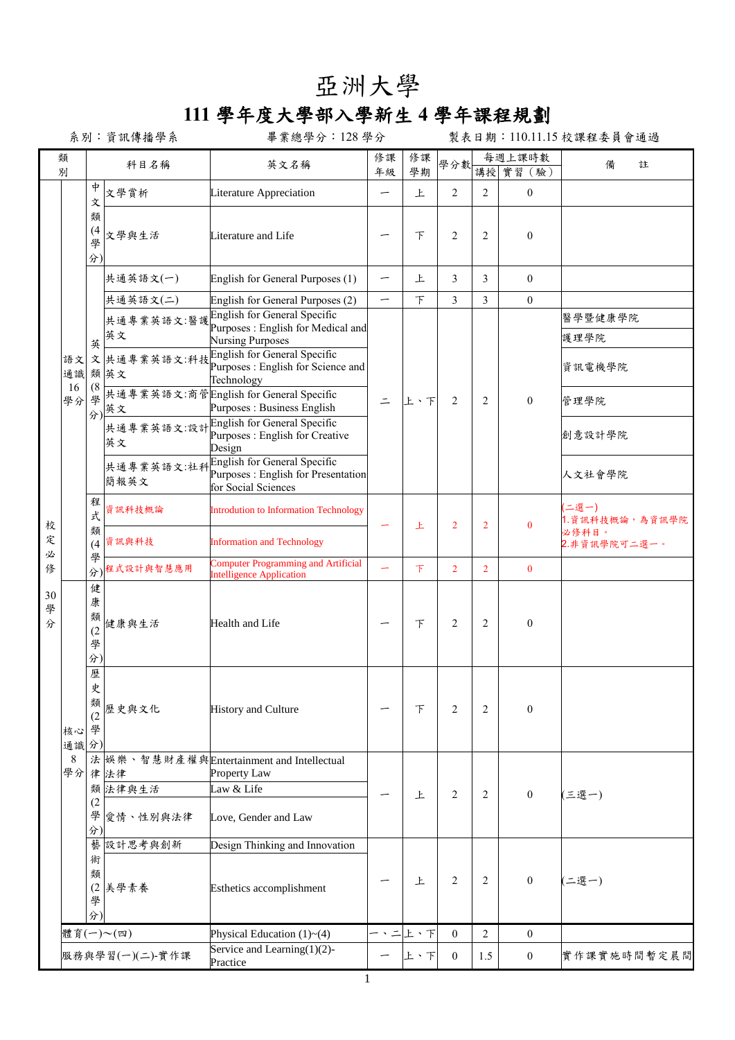# 亞洲大學

## 111 學年度大學部入學新生 4 學年課程規劃

系別：資訊傳播學系　　　　畢業總學分：128 學分　　　　製表日期：110.11.15 校課程委員會通過

| 類別 | | | 科目名稱 | 英文名稱 | 修課年級 | 修課學期 | 學分數 | 每週上課時數 講授 | 每週上課時數 實習（驗） | 備註 |
|---|---|---|---|---|---|---|---|---|---|---|
| 校定必修 30學分 | 語文通識 16學分 | 中文類(4學分) | 文學賞析 | Literature Appreciation | 一 | 上 | 2 | 2 | 0 | |
| | | | 文學與生活 | Literature and Life | 一 | 下 | 2 | 2 | 0 | |
| | | 英文類(8學分) | 共通英語文(一) | English for General Purposes (1) | 一 | 上 | 3 | 3 | 0 | |
| | | | 共通英語文(二) | English for General Purposes (2) | 一 | 下 | 3 | 3 | 0 | |
| | | | 共通專業英語文:醫護英文 | English for General Specific Purposes : English for Medical and Nursing Purposes | 二 | 上、下 | 2 | 2 | 0 | 醫學暨健康學院 / 護理學院 |
| | | | 共通專業英語文:科技英文 | English for General Specific Purposes : English for Science and Technology | | | | | | 資訊電機學院 |
| | | | 共通專業英語文:商管英文 | English for General Specific Purposes : Business English | | | | | | 管理學院 |
| | | | 共通專業英語文:設計英文 | English for General Specific Purposes : English for Creative Design | | | | | | 創意設計學院 |
| | | | 共通專業英語文:社科簡報英文 | English for General Specific Purposes : English for Presentation for Social Sciences | | | | | | 人文社會學院 |
| | | 程式類(4學分) | 資訊科技概論 | Introduction to Information Technology | 一 | 上 | 2 | 2 | 0 | (二選一) 1.資訊科技概論，為資訊學院必修科目。 2.非資訊學院可二選一。 |
| | | | 資訊與科技 | Information and Technology | | | | | | |
| | | | 程式設計與智慧應用 | Computer Programming and Artificial Intelligence Application | 一 | 下 | 2 | 2 | 0 | |
| | 核心通識 8學分 | 健康類(2學分) | 健康與生活 | Health and Life | 一 | 下 | 2 | 2 | 0 | |
| | | 歷史類(2學分) | 歷史與文化 | History and Culture | 一 | 下 | 2 | 2 | 0 | |
| | | 法律類(2學分) | 娛樂、智慧財產權與法律 | Entertainment and Intellectual Property Law | 一 | 上 | 2 | 2 | 0 | (三選一) |
| | | | 法律與生活 | Law & Life | | | | | | |
| | | | 愛情、性別與法律 | Love, Gender and Law | | | | | | |
| | | 藝術類(2學分) | 設計思考與創新 | Design Thinking and Innovation | 一 | 上 | 2 | 2 | 0 | (二選一) |
| | | | 美學素養 | Esthetics accomplishment | | | | | | |
| | 體育(一)~(四) | | | Physical Education (1)~(4) | 一、二 | 上、下 | 0 | 2 | 0 | |
| | 服務與學習(一)(二)-實作課 | | | Service and Learning(1)(2)-Practice | 一 | 上、下 | 0 | 1.5 | 0 | 實作課實施時間暫定晨間 |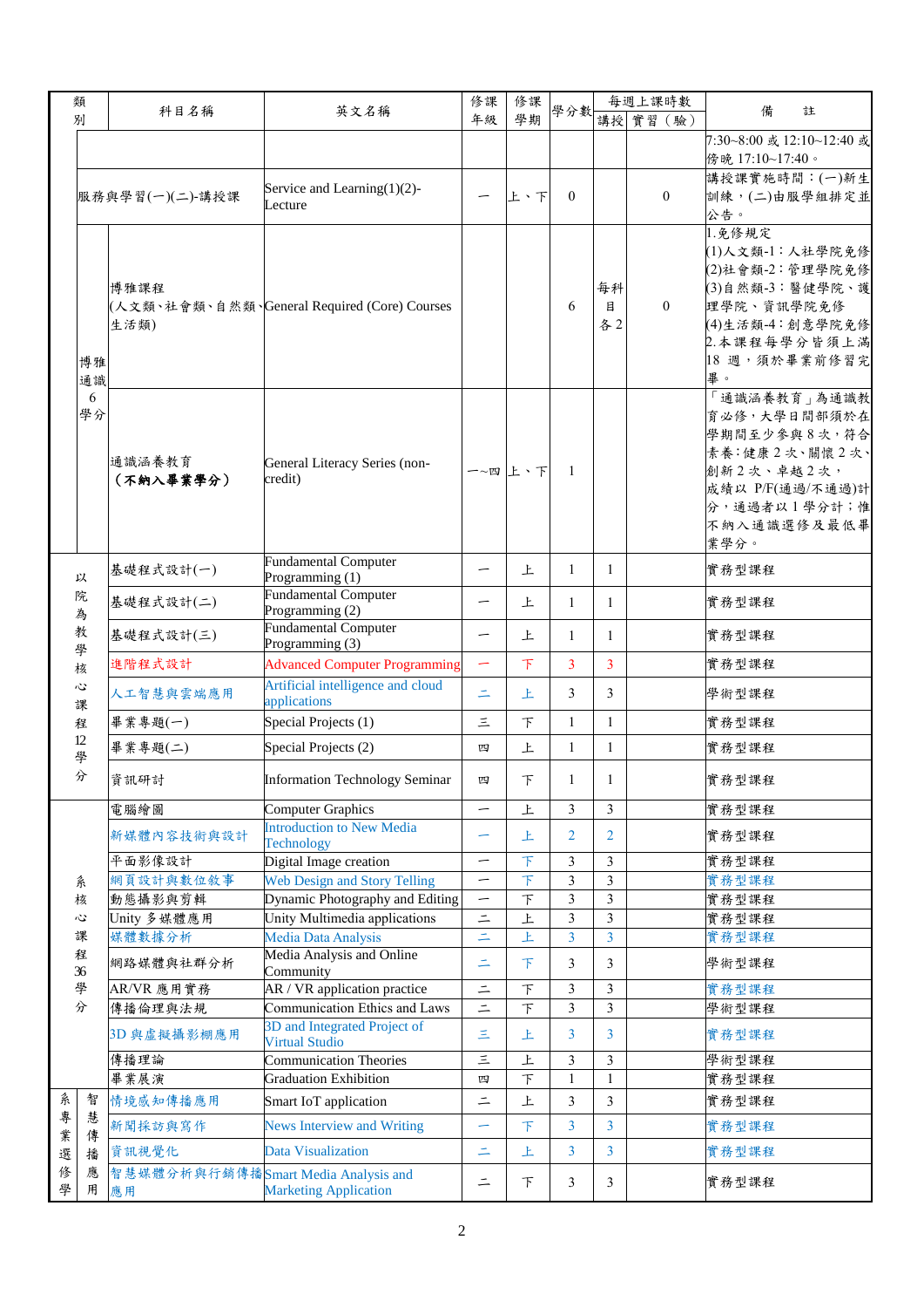| 類別 | | 科目名稱 | 英文名稱 | 修課年級 | 修課學期 | 學分數 | 每週上課時數 | | 備　　註 |
|---|---|---|---|---|---|---|---|---|---|
| | | | | | | | 講授 | 實習（驗） | |
| | | | | | | | | | 7:30~8:00 或 12:10~12:40 或傍晚 17:10~17:40。 |
| | | 服務與學習(一)(二)-講授課 | Service and Learning(1)(2)-Lecture | 一 | 上、下 | 0 | | 0 | 講授課實施時間：(一)新生訓練，(二)由服學組排定並公告。 |
| 博雅通識 6 學分 | | 博雅課程 (人文類、社會類、自然類、生活類) | General Required (Core) Courses | | | 6 | 每科目各 2 | 0 | 1.免修規定 (1)人文類-1：人社學院免修 (2)社會類-2：管理學院免修 (3)自然類-3：醫健學院、護理學院、資訊學院免修 (4)生活類-4：創意學院免修 2.本課程每學分皆須上滿 18 週，須於畢業前修習完畢。 |
| | | 通識涵養教育 **(不納入畢業學分)** | General Literacy Series (non-credit) | 一~四 | 上、下 | 1 | | | 「通識涵養教育」為通識教育必修，大學日間部須於在學期間至少參與 8 次，符合素養：健康 2 次、關懷 2 次、創新 2 次、卓越 2 次，成績以 P/F(通過/不通過)計分，通過者以 1 學分計；惟不納入通識選修及最低畢業學分。 |
| 以院為教學核心課程 12 學分 | | 基礎程式設計(一) | Fundamental Computer Programming (1) | 一 | 上 | 1 | 1 | | 實務型課程 |
| | | 基礎程式設計(二) | Fundamental Computer Programming (2) | 一 | 上 | 1 | 1 | | 實務型課程 |
| | | 基礎程式設計(三) | Fundamental Computer Programming (3) | 一 | 上 | 1 | 1 | | 實務型課程 |
| | | 進階程式設計 | Advanced Computer Programming | 一 | 下 | 3 | 3 | | 實務型課程 |
| | | 人工智慧與雲端應用 | Artificial intelligence and cloud applications | 二 | 上 | 3 | 3 | | 學術型課程 |
| | | 畢業專題(一) | Special Projects (1) | 三 | 下 | 1 | 1 | | 實務型課程 |
| | | 畢業專題(二) | Special Projects (2) | 四 | 上 | 1 | 1 | | 實務型課程 |
| | | 資訊研討 | Information Technology Seminar | 四 | 下 | 1 | 1 | | 實務型課程 |
| 系核心課程 36 學分 | | 電腦繪圖 | Computer Graphics | 一 | 上 | 3 | 3 | | 實務型課程 |
| | | 新媒體內容技術與設計 | Introduction to New Media Technology | 一 | 上 | 2 | 2 | | 實務型課程 |
| | | 平面影像設計 | Digital Image creation | 一 | 下 | 3 | 3 | | 實務型課程 |
| | | 網頁設計與數位敘事 | Web Design and Story Telling | 一 | 下 | 3 | 3 | | 實務型課程 |
| | | 動態攝影與剪輯 | Dynamic Photography and Editing | 一 | 下 | 3 | 3 | | 實務型課程 |
| | | Unity 多媒體應用 | Unity Multimedia applications | 二 | 上 | 3 | 3 | | 實務型課程 |
| | | 媒體數據分析 | Media Data Analysis | 二 | 上 | 3 | 3 | | 實務型課程 |
| | | 網路媒體與社群分析 | Media Analysis and Online Community | 二 | 下 | 3 | 3 | | 學術型課程 |
| | | AR/VR 應用實務 | AR / VR application practice | 二 | 下 | 3 | 3 | | 實務型課程 |
| | | 傳播倫理與法規 | Communication Ethics and Laws | 二 | 下 | 3 | 3 | | 學術型課程 |
| | | 3D 與虛擬攝影棚應用 | 3D and Integrated Project of Virtual Studio | 三 | 上 | 3 | 3 | | 實務型課程 |
| | | 傳播理論 | Communication Theories | 三 | 上 | 3 | 3 | | 學術型課程 |
| | | 畢業展演 | Graduation Exhibition | 四 | 下 | 1 | 1 | | 實務型課程 |
| 系專業選修學 | 智慧傳播應用 | 情境感知傳播應用 | Smart IoT application | 二 | 上 | 3 | 3 | | 實務型課程 |
| | | 新聞採訪與寫作 | News Interview and Writing | 一 | 下 | 3 | 3 | | 實務型課程 |
| | | 資訊視覺化 | Data Visualization | 二 | 上 | 3 | 3 | | 實務型課程 |
| | | 智慧媒體分析與行銷傳播應用 | Smart Media Analysis and Marketing Application | 二 | 下 | 3 | 3 | | 實務型課程 |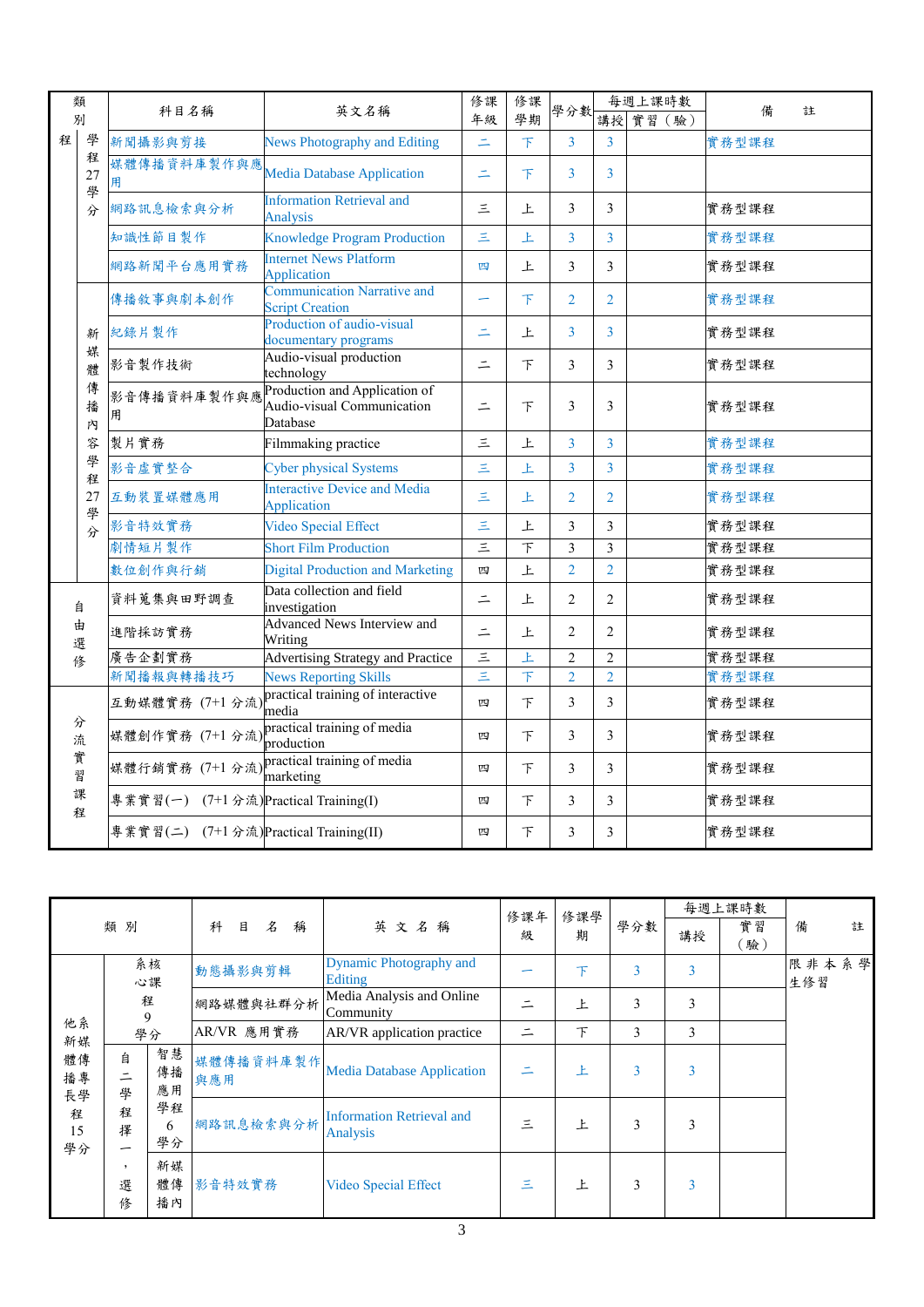| 類別 | | 科目名稱 | 英文名稱 | 修課年級 | 修課學期 | 學分數 | 每週上課時數 | | 備註 |
|---|---|---|---|---|---|---|---|---|---|
| | | | | | | | 講授 | 實習（驗） | |
| 程 | 學程27學分 | 新聞攝影與剪接 | News Photography and Editing | 二 | 下 | 3 | 3 | | 實務型課程 |
| | | 媒體傳播資料庫製作與應用 | Media Database Application | 二 | 下 | 3 | 3 | | |
| | | 網路訊息檢索與分析 | Information Retrieval and Analysis | 三 | 上 | 3 | 3 | | 實務型課程 |
| | | 知識性節目製作 | Knowledge Program Production | 三 | 上 | 3 | 3 | | 實務型課程 |
| | | 網路新聞平台應用實務 | Internet News Platform Application | 四 | 上 | 3 | 3 | | 實務型課程 |
| | 新媒體傳播內容學程27學分 | 傳播敘事與劇本創作 | Communication Narrative and Script Creation | 一 | 下 | 2 | 2 | | 實務型課程 |
| | | 紀錄片製作 | Production of audio-visual documentary programs | 二 | 上 | 3 | 3 | | 實務型課程 |
| | | 影音製作技術 | Audio-visual production technology | 二 | 下 | 3 | 3 | | 實務型課程 |
| | | 影音傳播資料庫製作與應用 | Production and Application of Audio-visual Communication Database | 二 | 下 | 3 | 3 | | 實務型課程 |
| | | 製片實務 | Filmmaking practice | 三 | 上 | 3 | 3 | | 實務型課程 |
| | | 影音虛實整合 | Cyber physical Systems | 三 | 上 | 3 | 3 | | 實務型課程 |
| | | 互動裝置媒體應用 | Interactive Device and Media Application | 三 | 上 | 2 | 2 | | 實務型課程 |
| | | 影音特效實務 | Video Special Effect | 三 | 上 | 3 | 3 | | 實務型課程 |
| | | 劇情短片製作 | Short Film Production | 三 | 下 | 3 | 3 | | 實務型課程 |
| | | 數位創作與行銷 | Digital Production and Marketing | 四 | 上 | 2 | 2 | | 實務型課程 |
| 自由選修 | | 資料蒐集與田野調查 | Data collection and field investigation | 二 | 上 | 2 | 2 | | 實務型課程 |
| | | 進階採訪實務 | Advanced News Interview and Writing | 二 | 上 | 2 | 2 | | 實務型課程 |
| | | 廣告企劃實務 | Advertising Strategy and Practice | 三 | 上 | 2 | 2 | | 實務型課程 |
| | | 新聞播報與轉播技巧 | News Reporting Skills | 三 | 下 | 2 | 2 | | 實務型課程 |
| 分流實習課程 | | 互動媒體實務 (7+1 分流) | practical training of interactive media | 四 | 下 | 3 | 3 | | 實務型課程 |
| | | 媒體創作實務 (7+1 分流) | practical training of media production | 四 | 下 | 3 | 3 | | 實務型課程 |
| | | 媒體行銷實務 (7+1 分流) | practical training of media marketing | 四 | 下 | 3 | 3 | | 實務型課程 |
| | | 專業實習(一) (7+1 分流) | Practical Training(I) | 四 | 下 | 3 | 3 | | 實務型課程 |
| | | 專業實習(二) (7+1 分流) | Practical Training(II) | 四 | 下 | 3 | 3 | | 實務型課程 |

| 類別 | | | 科目名稱 | 英文名稱 | 修課年級 | 修課學期 | 學分數 | 每週上課時數 | | 備註 |
|---|---|---|---|---|---|---|---|---|---|---|
| | | | | | | | | 講授 | 實習（驗） | |
| 他系新媒體傳播專長學程15學分 | 系核心課程9學分 | | 動態攝影與剪輯 | Dynamic Photography and Editing | 一 | 下 | 3 | 3 | | 限非本系學生修習 |
| | | | 網路媒體與社群分析 | Media Analysis and Online Community | 二 | 上 | 3 | 3 | | |
| | | | AR/VR 應用實務 | AR/VR application practice | 二 | 下 | 3 | 3 | | |
| | 自二學程擇一，選修 | 智慧傳播應用學程6學分 | 媒體傳播資料庫製作與應用 | Media Database Application | 二 | 上 | 3 | 3 | | |
| | | | 網路訊息檢索與分析 | Information Retrieval and Analysis | 三 | 上 | 3 | 3 | | |
| | | 新媒體傳播內 | 影音特效實務 | Video Special Effect | 三 | 上 | 3 | 3 | | |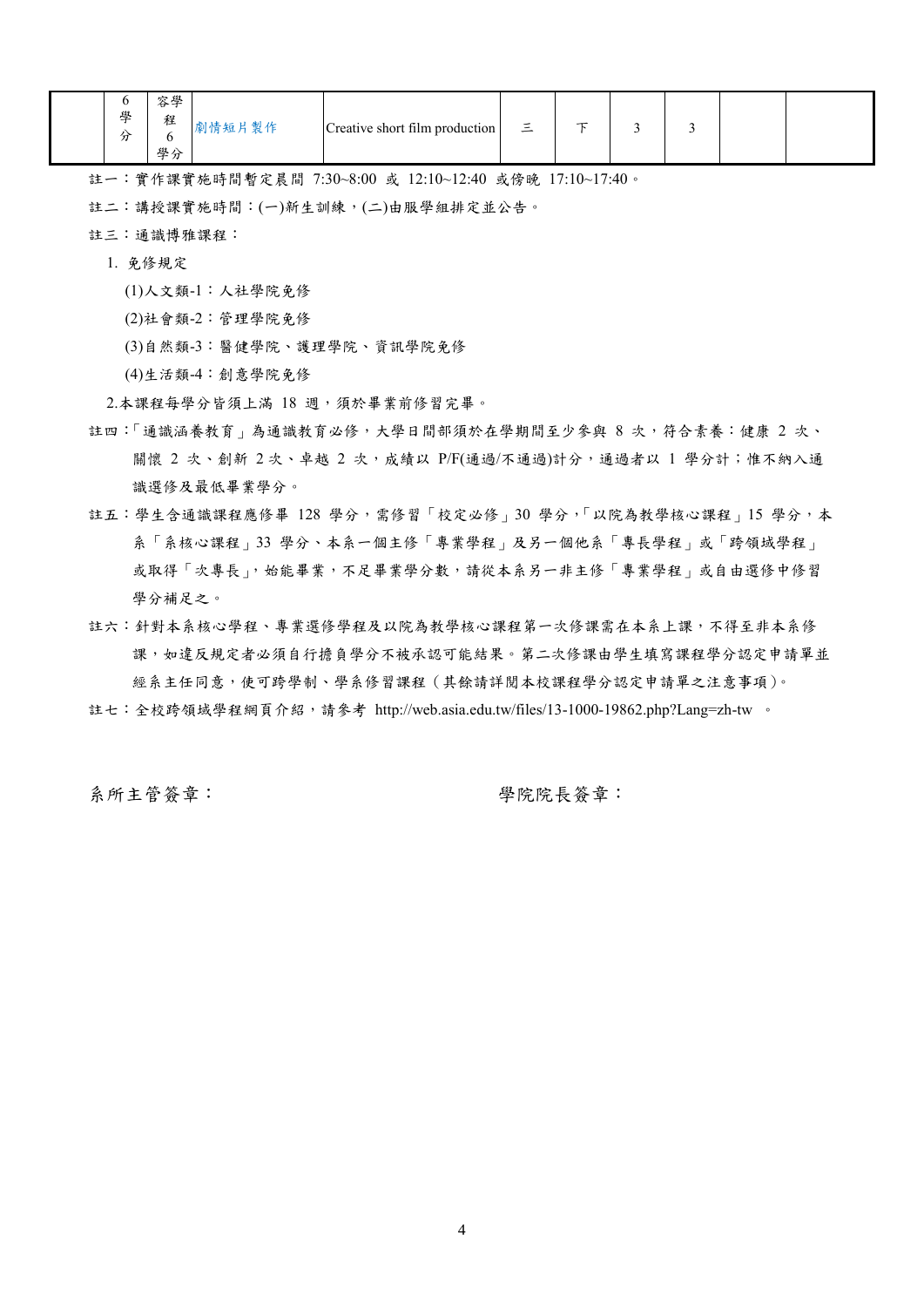| | | | | | | | | | | |
|---|---|---|---|---|---|---|---|---|---|---|
| | 6學分 | 容學程6學分 | 劇情短片製作 | Creative short film production | 三 | 下 | 3 | 3 | | |

註一：實作課實施時間暫定晨間 7:30~8:00 或 12:10~12:40 或傍晚 17:10~17:40。

註二：講授課實施時間：(一)新生訓練，(二)由服學組排定並公告。

註三：通識博雅課程：

1. 免修規定

   (1)人文類-1：人社學院免修

   (2)社會類-2：管理學院免修

   (3)自然類-3：醫健學院、護理學院、資訊學院免修

   (4)生活類-4：創意學院免修

2.本課程每學分皆須上滿 18 週，須於畢業前修習完畢。

註四：「通識涵養教育」為通識教育必修，大學日間部須於在學期間至少參與 8 次，符合素養：健康 2 次、關懷 2 次、創新 2 次、卓越 2 次，成績以 P/F(通過/不通過)計分，通過者以 1 學分計；惟不納入通識選修及最低畢業學分。

註五：學生含通識課程應修畢 128 學分，需修習「校定必修」30 學分，「以院為教學核心課程」15 學分，本系「系核心課程」33 學分、本系一個主修「專業學程」及另一個他系「專長學程」或「跨領域學程」或取得「次專長」，始能畢業，不足畢業學分數，請從本系另一非主修「專業學程」或自由選修中修習學分補足之。

註六：針對本系核心學程、專業選修學程及以院為教學核心課程第一次修課需在本系上課，不得至非本系修課，如違反規定者必須自行擔負學分不被承認可能結果。第二次修課由學生填寫課程學分認定申請單並經系主任同意，使可跨學制、學系修習課程（其餘請詳閱本校課程學分認定申請單之注意事項）。

註七：全校跨領域學程網頁介紹，請參考 http://web.asia.edu.tw/files/13-1000-19862.php?Lang=zh-tw 。

系所主管簽章：　　　　　　　　　　　　學院院長簽章：